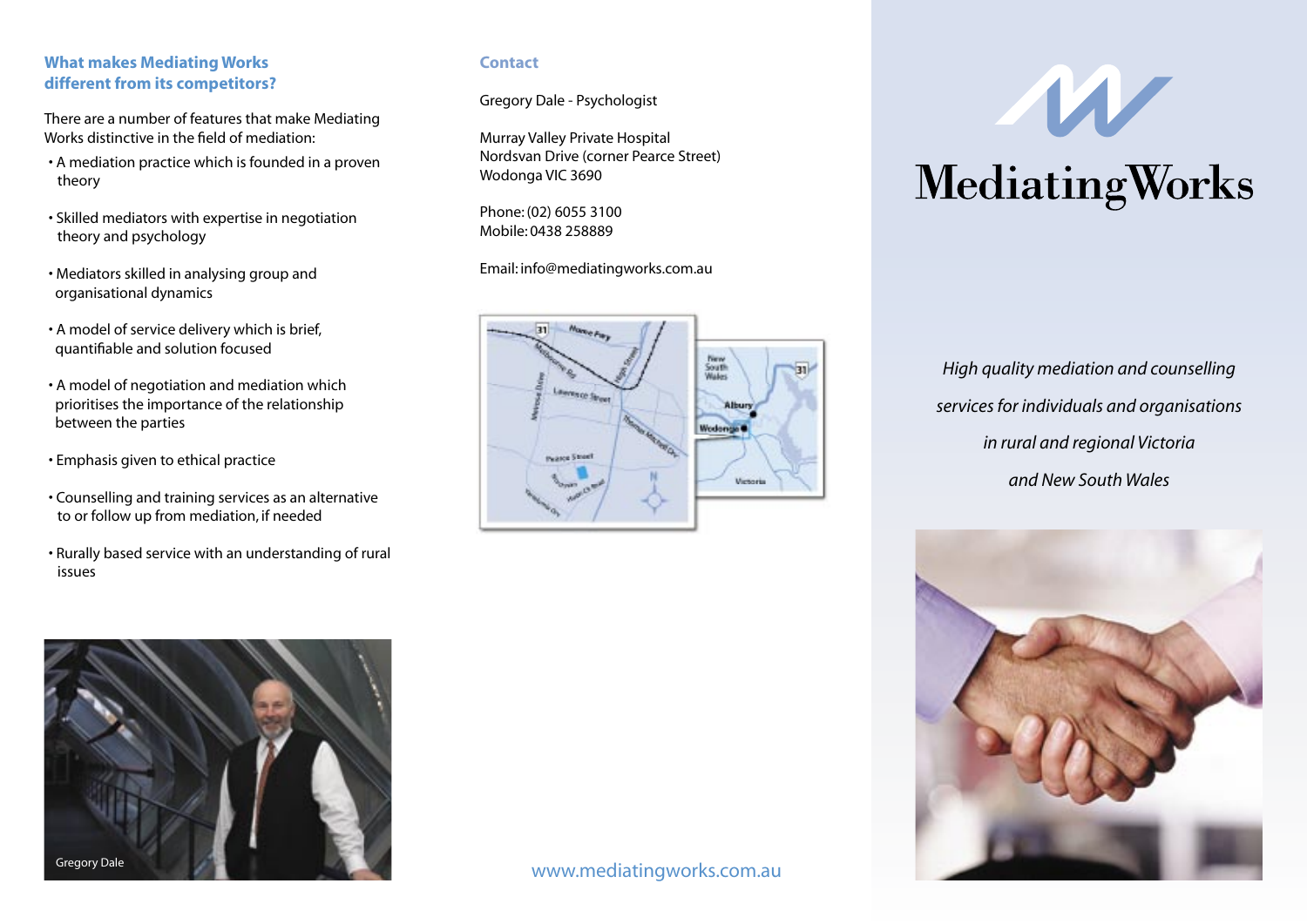## What makes Mediating Works different from its competitors?

There are a number of features that make Mediating Works distinctive in the field of mediation:

- A mediation practice which is founded in a proven theory
- Skilled mediators with expertise in negotiation theory and psychology
- Mediators skilled in analysing group and organisational dynamics
- A model of service delivery which is brief, quantifiable and solution focused
- A model of negotiation and mediation which prioritises the importance of the relationship between the parties
- Emphasis given to ethical practice
- Counselling and training services as an alternative to or follow up from mediation, if needed
- Rurally based service with an understanding of rural issues

Gregory Dale

## Contact

Gregory Dale - Psychologist

Murray Valley Private Hospital
Nordsvan Drive (corner Pearce Street)
Wodonga VIC 3690

Phone: (02) 6055 3100
Mobile: 0438 258889

Email: info@mediatingworks.com.au

www.mediatingworks.com.au

# MediatingWorks

*High quality mediation and counselling services for individuals and organisations in rural and regional Victoria and New South Wales*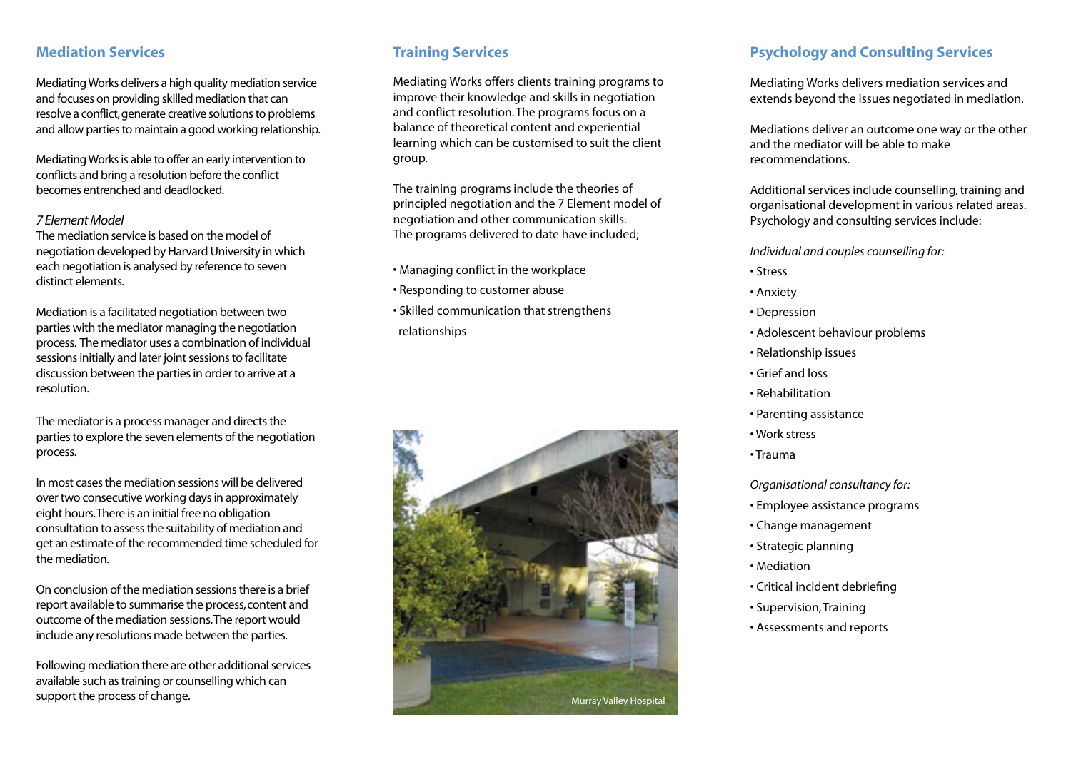## Mediation Services

Mediating Works delivers a high quality mediation service and focuses on providing skilled mediation that can resolve a conflict, generate creative solutions to problems and allow parties to maintain a good working relationship.

Mediating Works is able to offer an early intervention to conflicts and bring a resolution before the conflict becomes entrenched and deadlocked.

*7 Element Model*

The mediation service is based on the model of negotiation developed by Harvard University in which each negotiation is analysed by reference to seven distinct elements.

Mediation is a facilitated negotiation between two parties with the mediator managing the negotiation process. The mediator uses a combination of individual sessions initially and later joint sessions to facilitate discussion between the parties in order to arrive at a resolution.

The mediator is a process manager and directs the parties to explore the seven elements of the negotiation process.

In most cases the mediation sessions will be delivered over two consecutive working days in approximately eight hours. There is an initial free no obligation consultation to assess the suitability of mediation and get an estimate of the recommended time scheduled for the mediation.

On conclusion of the mediation sessions there is a brief report available to summarise the process, content and outcome of the mediation sessions. The report would include any resolutions made between the parties.

Following mediation there are other additional services available such as training or counselling which can support the process of change.

## Training Services

Mediating Works offers clients training programs to improve their knowledge and skills in negotiation and conflict resolution. The programs focus on a balance of theoretical content and experiential learning which can be customised to suit the client group.

The training programs include the theories of principled negotiation and the 7 Element model of negotiation and other communication skills. The programs delivered to date have included;

- Managing conflict in the workplace
- Responding to customer abuse
- Skilled communication that strengthens relationships

Murray Valley Hospital

## Psychology and Consulting Services

Mediating Works delivers mediation services and extends beyond the issues negotiated in mediation.

Mediations deliver an outcome one way or the other and the mediator will be able to make recommendations.

Additional services include counselling, training and organisational development in various related areas. Psychology and consulting services include:

*Individual and couples counselling for:*

- Stress
- Anxiety
- Depression
- Adolescent behaviour problems
- Relationship issues
- Grief and loss
- Rehabilitation
- Parenting assistance
- Work stress
- Trauma

*Organisational consultancy for:*

- Employee assistance programs
- Change management
- Strategic planning
- Mediation
- Critical incident debriefing
- Supervision, Training
- Assessments and reports